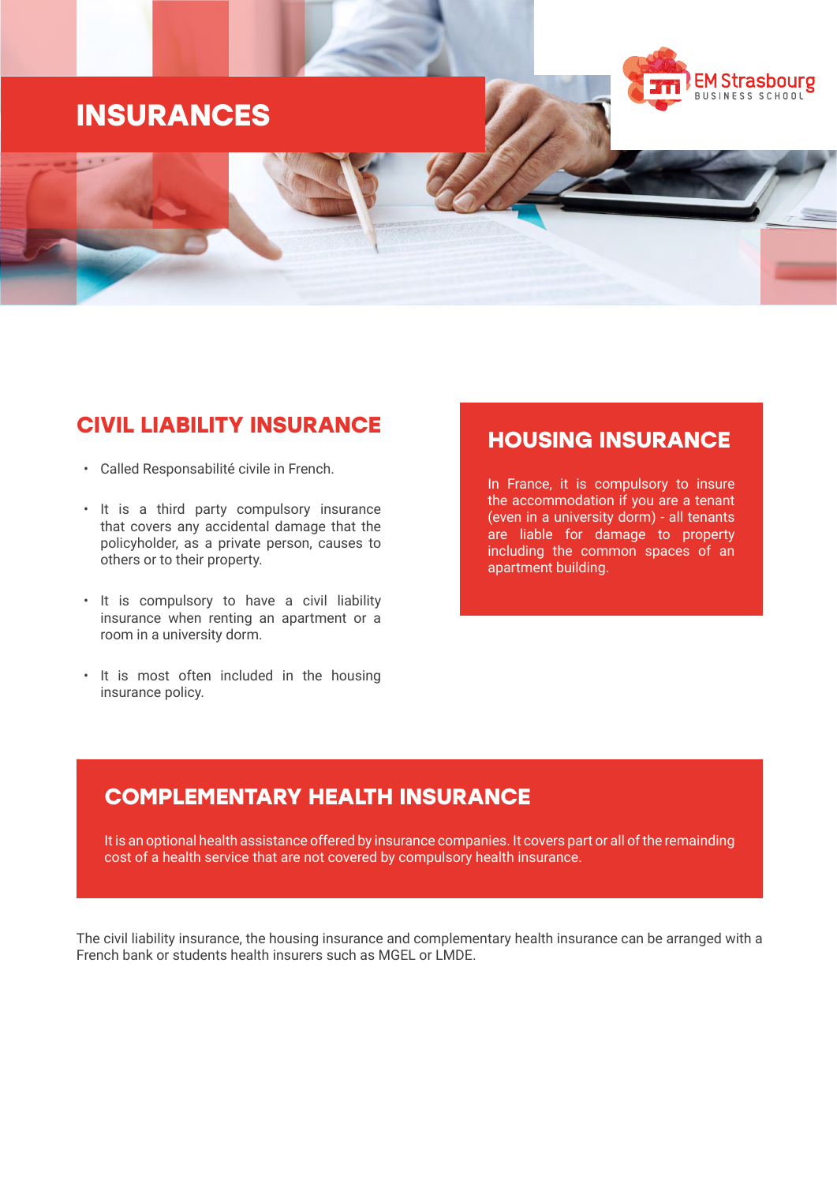# INSURANCES

## CIVIL LIABILITY INSURANCE

- Called Responsabilité civile in French.
- It is a third party compulsory insurance that covers any accidental damage that the policyholder, as a private person, causes to others or to their property.
- It is compulsory to have a civil liability insurance when renting an apartment or a room in a university dorm.
- It is most often included in the housing insurance policy.

## HOUSING INSURANCE

In France, it is compulsory to insure the accommodation if you are a tenant (even in a university dorm) - all tenants are liable for damage to property including the common spaces of an apartment building.

## COMPLEMENTARY HEALTH INSURANCE

It is an optional health assistance offered by insurance companies. It covers part or all of the remaining cost of a health service that are not covered by compulsory health insurance.

The civil liability insurance, the housing insurance and complementary health insurance can be arranged with a French bank or students health insurers such as MGEL or LMDE.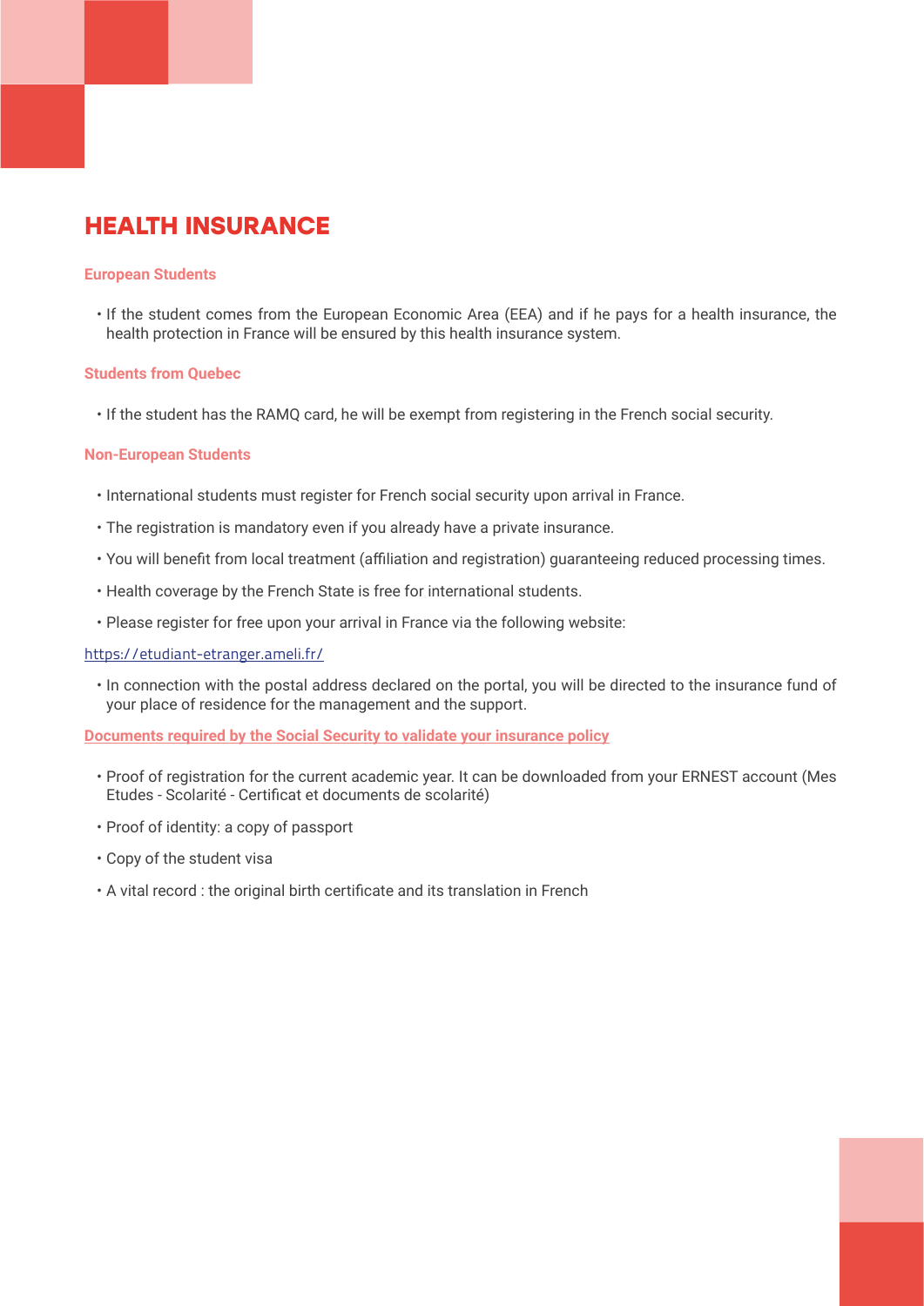# HEALTH INSURANCE

### European Students

- If the student comes from the European Economic Area (EEA) and if he pays for a health insurance, the health protection in France will be ensured by this health insurance system.

### Students from Quebec

- If the student has the RAMQ card, he will be exempt from registering in the French social security.

### Non-European Students

- International students must register for French social security upon arrival in France.
- The registration is mandatory even if you already have a private insurance.
- You will benefit from local treatment (affiliation and registration) guaranteeing reduced processing times.
- Health coverage by the French State is free for international students.
- Please register for free upon your arrival in France via the following website:

https://etudiant-etranger.ameli.fr/

- In connection with the postal address declared on the portal, you will be directed to the insurance fund of your place of residence for the management and the support.

### Documents required by the Social Security to validate your insurance policy

- Proof of registration for the current academic year. It can be downloaded from your ERNEST account (Mes Etudes - Scolarité - Certificat et documents de scolarité)
- Proof of identity: a copy of passport
- Copy of the student visa
- A vital record : the original birth certificate and its translation in French